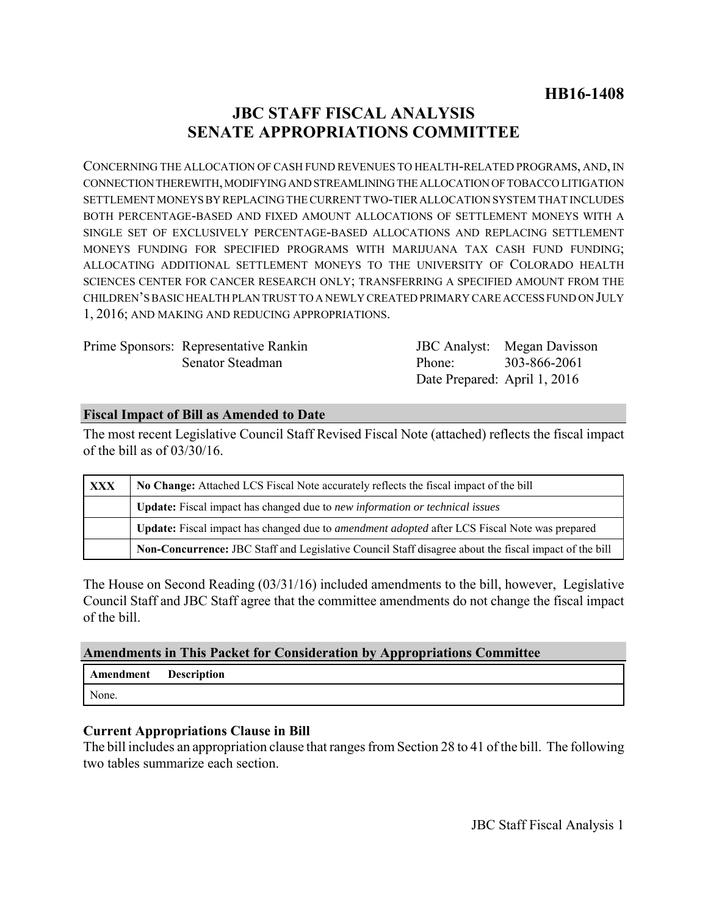**HB16-1408**

# JBC STAFF FISCAL ANALYSIS
# SENATE APPROPRIATIONS COMMITTEE

CONCERNING THE ALLOCATION OF CASH FUND REVENUES TO HEALTH-RELATED PROGRAMS, AND, IN CONNECTION THEREWITH, MODIFYING AND STREAMLINING THE ALLOCATION OF TOBACCO LITIGATION SETTLEMENT MONEYS BY REPLACING THE CURRENT TWO-TIER ALLOCATION SYSTEM THAT INCLUDES BOTH PERCENTAGE-BASED AND FIXED AMOUNT ALLOCATIONS OF SETTLEMENT MONEYS WITH A SINGLE SET OF EXCLUSIVELY PERCENTAGE-BASED ALLOCATIONS AND REPLACING SETTLEMENT MONEYS FUNDING FOR SPECIFIED PROGRAMS WITH MARIJUANA TAX CASH FUND FUNDING; ALLOCATING ADDITIONAL SETTLEMENT MONEYS TO THE UNIVERSITY OF COLORADO HEALTH SCIENCES CENTER FOR CANCER RESEARCH ONLY; TRANSFERRING A SPECIFIED AMOUNT FROM THE CHILDREN'S BASIC HEALTH PLAN TRUST TO A NEWLY CREATED PRIMARY CARE ACCESS FUND ON JULY 1, 2016; AND MAKING AND REDUCING APPROPRIATIONS.

Prime Sponsors: Representative Rankin
Senator Steadman

JBC Analyst: Megan Davisson
Phone: 303-866-2061
Date Prepared: April 1, 2016

## Fiscal Impact of Bill as Amended to Date

The most recent Legislative Council Staff Revised Fiscal Note (attached) reflects the fiscal impact of the bill as of 03/30/16.

| | |
|---|---|
| XXX | **No Change:** Attached LCS Fiscal Note accurately reflects the fiscal impact of the bill |
| | **Update:** Fiscal impact has changed due to *new information or technical issues* |
| | **Update:** Fiscal impact has changed due to *amendment adopted* after LCS Fiscal Note was prepared |
| | **Non-Concurrence:** JBC Staff and Legislative Council Staff disagree about the fiscal impact of the bill |

The House on Second Reading (03/31/16) included amendments to the bill, however, Legislative Council Staff and JBC Staff agree that the committee amendments do not change the fiscal impact of the bill.

## Amendments in This Packet for Consideration by Appropriations Committee

| Amendment | Description |
|---|---|
| None. | |

### Current Appropriations Clause in Bill

The bill includes an appropriation clause that ranges from Section 28 to 41 of the bill. The following two tables summarize each section.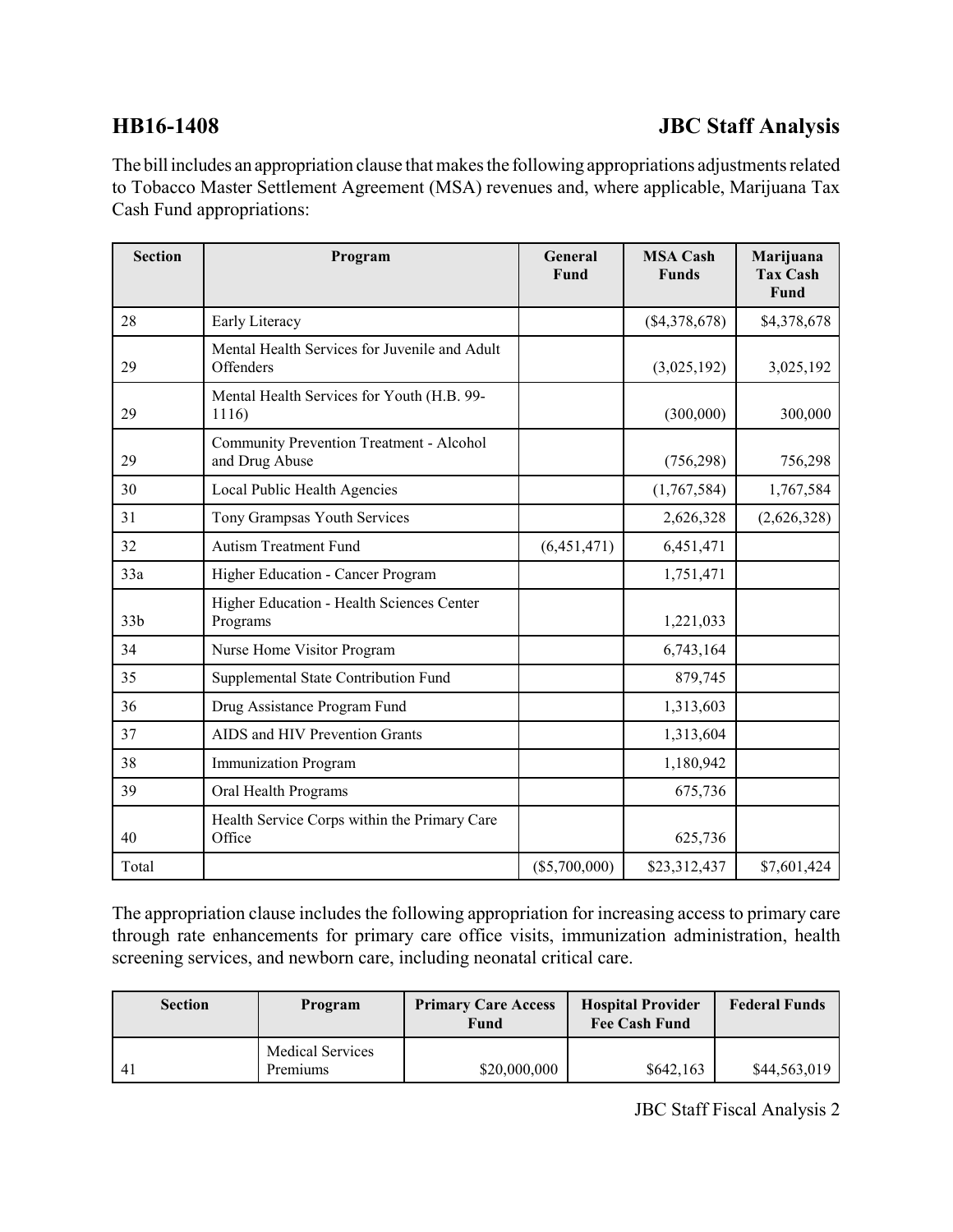**HB16-1408** **JBC Staff Analysis**

The bill includes an appropriation clause that makes the following appropriations adjustments related to Tobacco Master Settlement Agreement (MSA) revenues and, where applicable, Marijuana Tax Cash Fund appropriations:

| Section | Program | General Fund | MSA Cash Funds | Marijuana Tax Cash Fund |
|---|---|---|---|---|
| 28 | Early Literacy | | ($4,378,678) | $4,378,678 |
| 29 | Mental Health Services for Juvenile and Adult Offenders | | (3,025,192) | 3,025,192 |
| 29 | Mental Health Services for Youth (H.B. 99-1116) | | (300,000) | 300,000 |
| 29 | Community Prevention Treatment - Alcohol and Drug Abuse | | (756,298) | 756,298 |
| 30 | Local Public Health Agencies | | (1,767,584) | 1,767,584 |
| 31 | Tony Grampsas Youth Services | | 2,626,328 | (2,626,328) |
| 32 | Autism Treatment Fund | (6,451,471) | 6,451,471 | |
| 33a | Higher Education - Cancer Program | | 1,751,471 | |
| 33b | Higher Education - Health Sciences Center Programs | | 1,221,033 | |
| 34 | Nurse Home Visitor Program | | 6,743,164 | |
| 35 | Supplemental State Contribution Fund | | 879,745 | |
| 36 | Drug Assistance Program Fund | | 1,313,603 | |
| 37 | AIDS and HIV Prevention Grants | | 1,313,604 | |
| 38 | Immunization Program | | 1,180,942 | |
| 39 | Oral Health Programs | | 675,736 | |
| 40 | Health Service Corps within the Primary Care Office | | 625,736 | |
| Total | | ($5,700,000) | $23,312,437 | $7,601,424 |

The appropriation clause includes the following appropriation for increasing access to primary care through rate enhancements for primary care office visits, immunization administration, health screening services, and newborn care, including neonatal critical care.

| Section | Program | Primary Care Access Fund | Hospital Provider Fee Cash Fund | Federal Funds |
|---|---|---|---|---|
| 41 | Medical Services Premiums | $20,000,000 | $642,163 | $44,563,019 |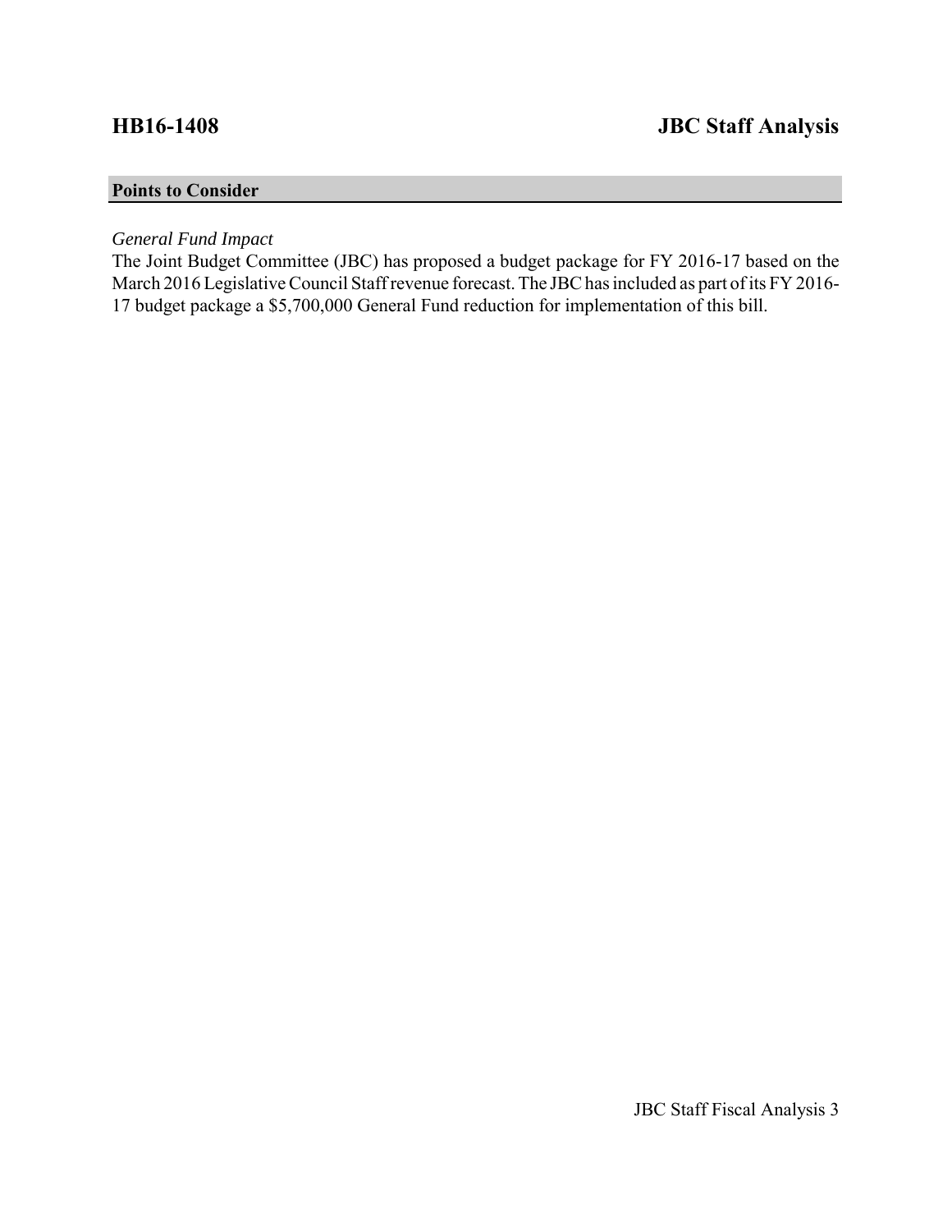## Points to Consider

*General Fund Impact*

The Joint Budget Committee (JBC) has proposed a budget package for FY 2016-17 based on the March 2016 Legislative Council Staff revenue forecast. The JBC has included as part of its FY 2016-17 budget package a $5,700,000 General Fund reduction for implementation of this bill.